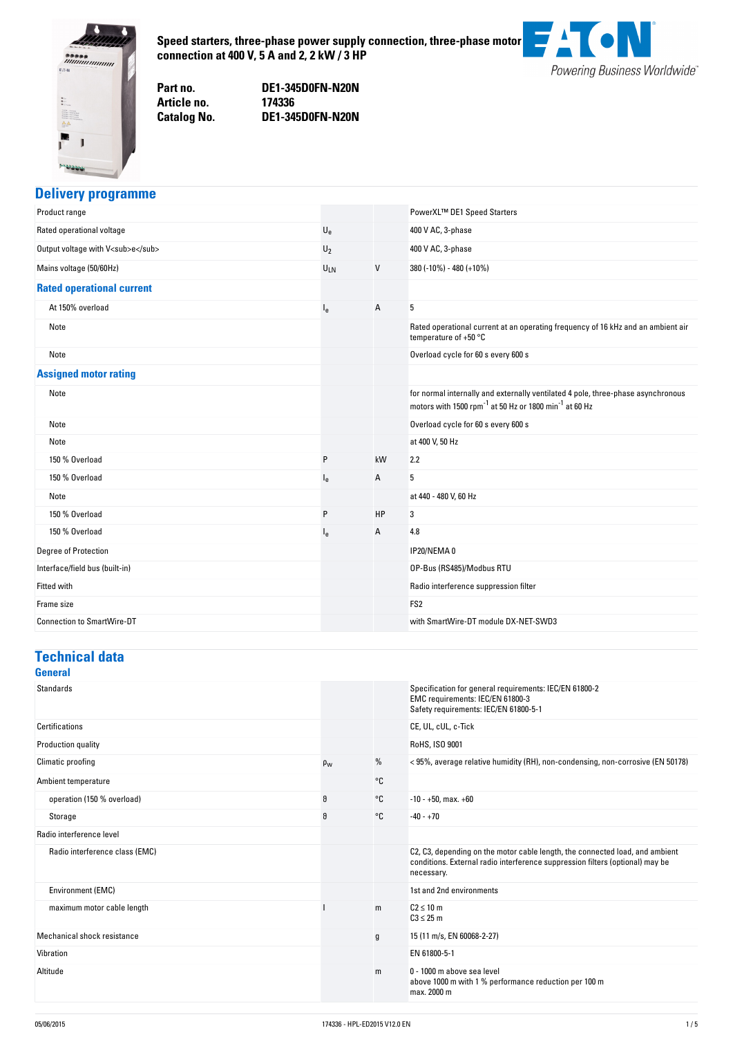# Speed starters, three-phase power supply connection, three-phase motor connection at 400 V, 5 A and 2, 2 kW / 3 HP

| | |
|---|---|
| **Part no.** | **DE1-345D0FN-N20N** |
| **Article no.** | **174336** |
| **Catalog No.** | **DE1-345D0FN-N20N** |

## Delivery programme

| | | | |
|---|---|---|---|
| Product range | | | PowerXL™ DE1 Speed Starters |
| Rated operational voltage | $U_e$ | | 400 V AC, 3-phase |
| Output voltage with V<sub>e</sub> | $U_2$ | | 400 V AC, 3-phase |
| Mains voltage (50/60Hz) | $U_{LN}$ | V | 380 (-10%) - 480 (+10%) |
| **Rated operational current** | | | |
| At 150% overload | $I_e$ | A | 5 |
| Note | | | Rated operational current at an operating frequency of 16 kHz and an ambient air temperature of +50 °C |
| Note | | | Overload cycle for 60 s every 600 s |
| **Assigned motor rating** | | | |
| Note | | | for normal internally and externally ventilated 4 pole, three-phase asynchronous motors with 1500 $rpm^{-1}$ at 50 Hz or 1800 $min^{-1}$ at 60 Hz |
| Note | | | Overload cycle for 60 s every 600 s |
| Note | | | at 400 V, 50 Hz |
| 150 % Overload | P | kW | 2.2 |
| 150 % Overload | $I_e$ | A | 5 |
| Note | | | at 440 - 480 V, 60 Hz |
| 150 % Overload | P | HP | 3 |
| 150 % Overload | $I_e$ | A | 4.8 |
| Degree of Protection | | | IP20/NEMA 0 |
| Interface/field bus (built-in) | | | OP-Bus (RS485)/Modbus RTU |
| Fitted with | | | Radio interference suppression filter |
| Frame size | | | FS2 |
| Connection to SmartWire-DT | | | with SmartWire-DT module DX-NET-SWD3 |

## Technical data

### General

| | | | |
|---|---|---|---|
| Standards | | | Specification for general requirements: IEC/EN 61800-2<br>EMC requirements: IEC/EN 61800-3<br>Safety requirements: IEC/EN 61800-5-1 |
| Certifications | | | CE, UL, cUL, c-Tick |
| Production quality | | | RoHS, ISO 9001 |
| Climatic proofing | $\rho_w$ | % | < 95%, average relative humidity (RH), non-condensing, non-corrosive (EN 50178) |
| Ambient temperature | | °C | |
| operation (150 % overload) | ϑ | °C | -10 - +50, max. +60 |
| Storage | ϑ | °C | -40 - +70 |
| Radio interference level | | | |
| Radio interference class (EMC) | | | C2, C3, depending on the motor cable length, the connected load, and ambient conditions. External radio interference suppression filters (optional) may be necessary. |
| Environment (EMC) | | | 1st and 2nd environments |
| maximum motor cable length | l | m | C2 ≤ 10 m<br>C3 ≤ 25 m |
| Mechanical shock resistance | | g | 15 (11 m/s, EN 60068-2-27) |
| Vibration | | | EN 61800-5-1 |
| Altitude | | m | 0 - 1000 m above sea level<br>above 1000 m with 1 % performance reduction per 100 m<br>max. 2000 m |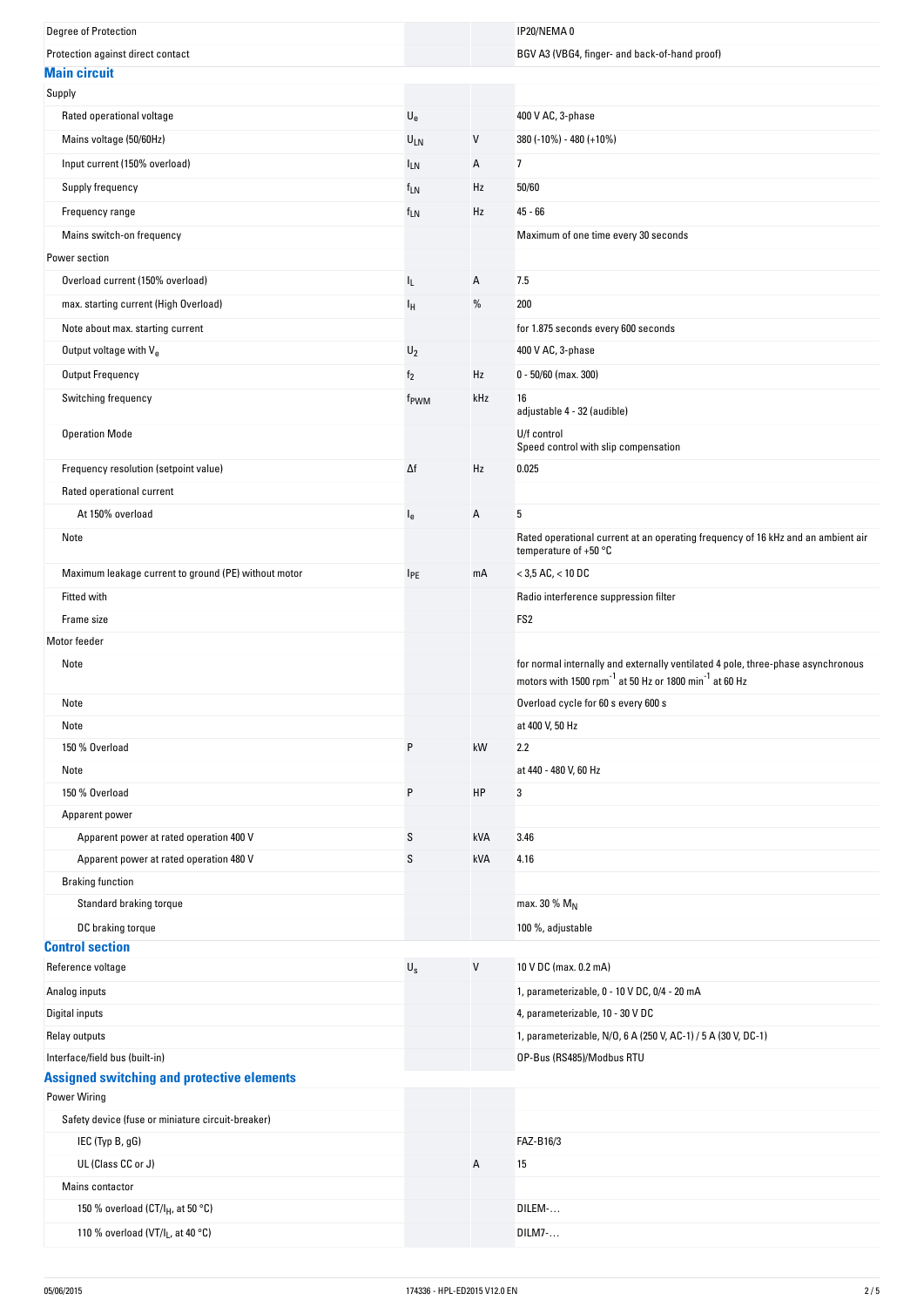| | | | |
|---|---|---|---|
| Degree of Protection | | | IP20/NEMA 0 |
| Protection against direct contact | | | BGV A3 (VBG4, finger- and back-of-hand proof) |

## Main circuit

| | | | |
|---|---|---|---|
| Supply | | | |
| Rated operational voltage | $U_e$ | | 400 V AC, 3-phase |
| Mains voltage (50/60Hz) | $U_{LN}$ | V | 380 (-10%) - 480 (+10%) |
| Input current (150% overload) | $I_{LN}$ | A | 7 |
| Supply frequency | $f_{LN}$ | Hz | 50/60 |
| Frequency range | $f_{LN}$ | Hz | 45 - 66 |
| Mains switch-on frequency | | | Maximum of one time every 30 seconds |
| Power section | | | |
| Overload current (150% overload) | $I_L$ | A | 7.5 |
| max. starting current (High Overload) | $I_H$ | % | 200 |
| Note about max. starting current | | | for 1.875 seconds every 600 seconds |
| Output voltage with $V_e$ | $U_2$ | | 400 V AC, 3-phase |
| Output Frequency | $f_2$ | Hz | 0 - 50/60 (max. 300) |
| Switching frequency | $f_{PWM}$ | kHz | 16<br>adjustable 4 - 32 (audible) |
| Operation Mode | | | U/f control<br>Speed control with slip compensation |
| Frequency resolution (setpoint value) | Δf | Hz | 0.025 |
| Rated operational current | | | |
| At 150% overload | $I_e$ | A | 5 |
| Note | | | Rated operational current at an operating frequency of 16 kHz and an ambient air temperature of +50 °C |
| Maximum leakage current to ground (PE) without motor | $I_{PE}$ | mA | < 3,5 AC, < 10 DC |
| Fitted with | | | Radio interference suppression filter |
| Frame size | | | FS2 |
| Motor feeder | | | |
| Note | | | for normal internally and externally ventilated 4 pole, three-phase asynchronous motors with 1500 $rpm^{-1}$ at 50 Hz or 1800 $min^{-1}$ at 60 Hz |
| Note | | | Overload cycle for 60 s every 600 s |
| Note | | | at 400 V, 50 Hz |
| 150 % Overload | P | kW | 2.2 |
| Note | | | at 440 - 480 V, 60 Hz |
| 150 % Overload | P | HP | 3 |
| Apparent power | | | |
| Apparent power at rated operation 400 V | S | kVA | 3.46 |
| Apparent power at rated operation 480 V | S | kVA | 4.16 |
| Braking function | | | |
| Standard braking torque | | | max. 30 % $M_N$ |
| DC braking torque | | | 100 %, adjustable |

## Control section

| | | | |
|---|---|---|---|
| Reference voltage | $U_s$ | V | 10 V DC (max. 0.2 mA) |
| Analog inputs | | | 1, parameterizable, 0 - 10 V DC, 0/4 - 20 mA |
| Digital inputs | | | 4, parameterizable, 10 - 30 V DC |
| Relay outputs | | | 1, parameterizable, N/O, 6 A (250 V, AC-1) / 5 A (30 V, DC-1) |
| Interface/field bus (built-in) | | | OP-Bus (RS485)/Modbus RTU |

## Assigned switching and protective elements

| | | | |
|---|---|---|---|
| Power Wiring | | | |
| Safety device (fuse or miniature circuit-breaker) | | | |
| IEC (Typ B, gG) | | | FAZ-B16/3 |
| UL (Class CC or J) | | A | 15 |
| Mains contactor | | | |
| 150 % overload (CT/$I_H$, at 50 °C) | | | DILEM-… |
| 110 % overload (VT/$I_L$, at 40 °C) | | | DILM7-… |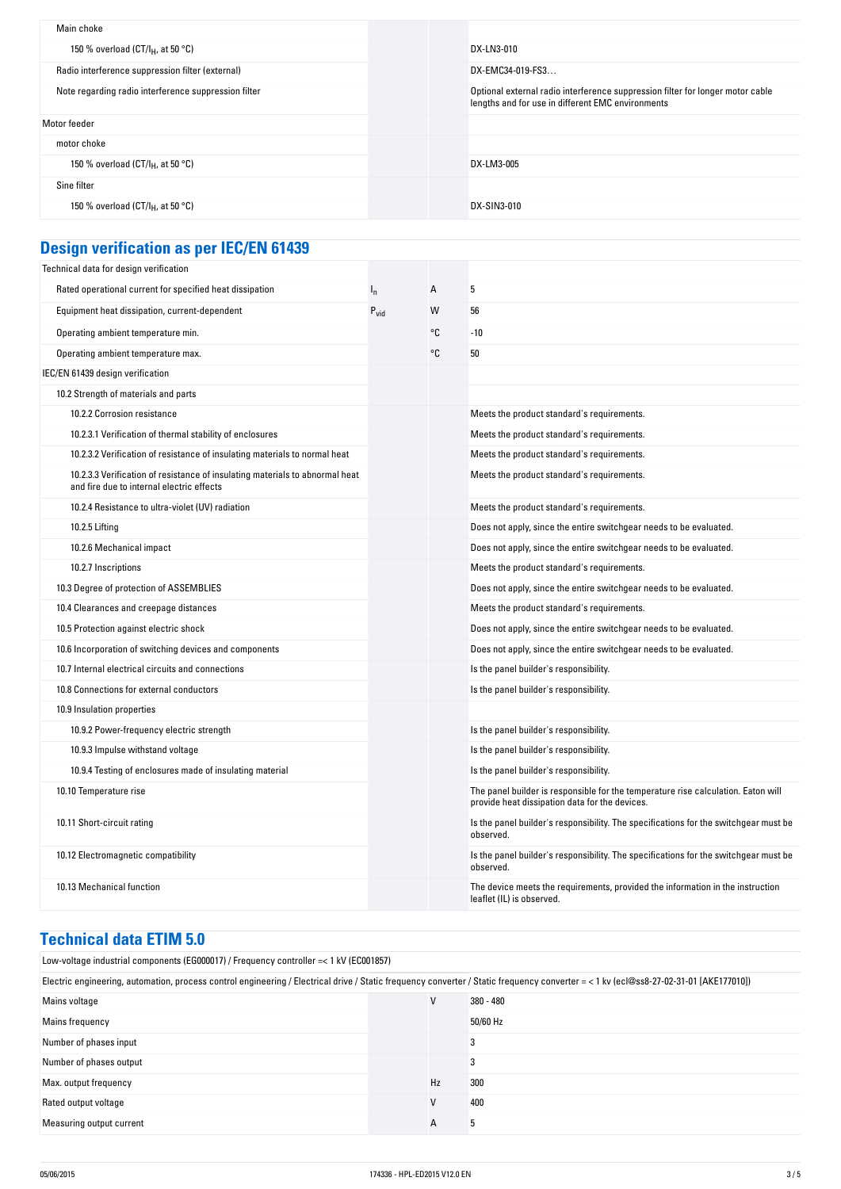| | | | |
|---|---|---|---|
| Main choke | | | |
| 150 % overload (CT/$I_H$, at 50 °C) | | | DX-LN3-010 |
| Radio interference suppression filter (external) | | | DX-EMC34-019-FS3… |
| Note regarding radio interference suppression filter | | | Optional external radio interference suppression filter for longer motor cable lengths and for use in different EMC environments |
| Motor feeder | | | |
| motor choke | | | |
| 150 % overload (CT/$I_H$, at 50 °C) | | | DX-LM3-005 |
| Sine filter | | | |
| 150 % overload (CT/$I_H$, at 50 °C) | | | DX-SIN3-010 |

## Design verification as per IEC/EN 61439

| | | | |
|---|---|---|---|
| Technical data for design verification | | | |
| Rated operational current for specified heat dissipation | $I_n$ | A | 5 |
| Equipment heat dissipation, current-dependent | $P_{vid}$ | W | 56 |
| Operating ambient temperature min. | | °C | -10 |
| Operating ambient temperature max. | | °C | 50 |
| IEC/EN 61439 design verification | | | |
| 10.2 Strength of materials and parts | | | |
| 10.2.2 Corrosion resistance | | | Meets the product standard's requirements. |
| 10.2.3.1 Verification of thermal stability of enclosures | | | Meets the product standard's requirements. |
| 10.2.3.2 Verification of resistance of insulating materials to normal heat | | | Meets the product standard's requirements. |
| 10.2.3.3 Verification of resistance of insulating materials to abnormal heat and fire due to internal electric effects | | | Meets the product standard's requirements. |
| 10.2.4 Resistance to ultra-violet (UV) radiation | | | Meets the product standard's requirements. |
| 10.2.5 Lifting | | | Does not apply, since the entire switchgear needs to be evaluated. |
| 10.2.6 Mechanical impact | | | Does not apply, since the entire switchgear needs to be evaluated. |
| 10.2.7 Inscriptions | | | Meets the product standard's requirements. |
| 10.3 Degree of protection of ASSEMBLIES | | | Does not apply, since the entire switchgear needs to be evaluated. |
| 10.4 Clearances and creepage distances | | | Meets the product standard's requirements. |
| 10.5 Protection against electric shock | | | Does not apply, since the entire switchgear needs to be evaluated. |
| 10.6 Incorporation of switching devices and components | | | Does not apply, since the entire switchgear needs to be evaluated. |
| 10.7 Internal electrical circuits and connections | | | Is the panel builder's responsibility. |
| 10.8 Connections for external conductors | | | Is the panel builder's responsibility. |
| 10.9 Insulation properties | | | |
| 10.9.2 Power-frequency electric strength | | | Is the panel builder's responsibility. |
| 10.9.3 Impulse withstand voltage | | | Is the panel builder's responsibility. |
| 10.9.4 Testing of enclosures made of insulating material | | | Is the panel builder's responsibility. |
| 10.10 Temperature rise | | | The panel builder is responsible for the temperature rise calculation. Eaton will provide heat dissipation data for the devices. |
| 10.11 Short-circuit rating | | | Is the panel builder's responsibility. The specifications for the switchgear must be observed. |
| 10.12 Electromagnetic compatibility | | | Is the panel builder's responsibility. The specifications for the switchgear must be observed. |
| 10.13 Mechanical function | | | The device meets the requirements, provided the information in the instruction leaflet (IL) is observed. |

## Technical data ETIM 5.0

Low-voltage industrial components (EG000017) / Frequency controller =< 1 kV (EC001857)

Electric engineering, automation, process control engineering / Electrical drive / Static frequency converter / Static frequency converter = < 1 kv (ecl@ss8-27-02-31-01 [AKE177010])

| | | | |
|---|---|---|---|
| Mains voltage | | V | 380 - 480 |
| Mains frequency | | | 50/60 Hz |
| Number of phases input | | | 3 |
| Number of phases output | | | 3 |
| Max. output frequency | | Hz | 300 |
| Rated output voltage | | V | 400 |
| Measuring output current | | A | 5 |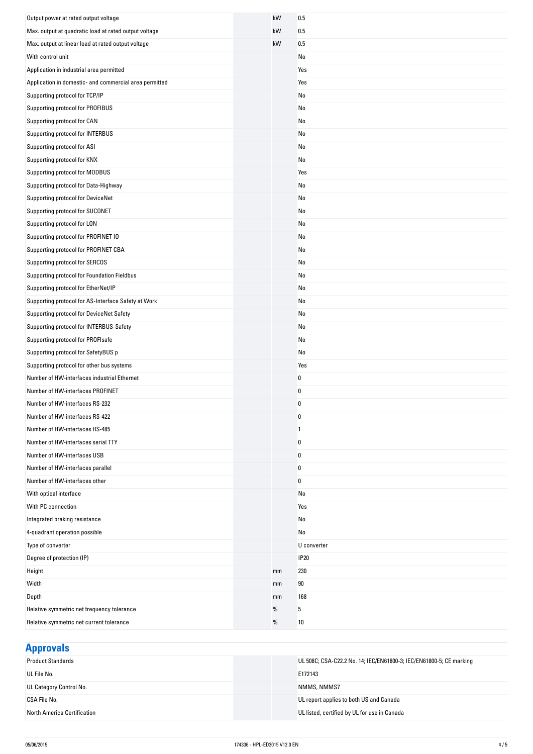| | | |
|---|---|---|
| Output power at rated output voltage | kW | 0.5 |
| Max. output at quadratic load at rated output voltage | kW | 0.5 |
| Max. output at linear load at rated output voltage | kW | 0.5 |
| With control unit | | No |
| Application in industrial area permitted | | Yes |
| Application in domestic- and commercial area permitted | | Yes |
| Supporting protocol for TCP/IP | | No |
| Supporting protocol for PROFIBUS | | No |
| Supporting protocol for CAN | | No |
| Supporting protocol for INTERBUS | | No |
| Supporting protocol for ASI | | No |
| Supporting protocol for KNX | | No |
| Supporting protocol for MODBUS | | Yes |
| Supporting protocol for Data-Highway | | No |
| Supporting protocol for DeviceNet | | No |
| Supporting protocol for SUCONET | | No |
| Supporting protocol for LON | | No |
| Supporting protocol for PROFINET IO | | No |
| Supporting protocol for PROFINET CBA | | No |
| Supporting protocol for SERCOS | | No |
| Supporting protocol for Foundation Fieldbus | | No |
| Supporting protocol for EtherNet/IP | | No |
| Supporting protocol for AS-Interface Safety at Work | | No |
| Supporting protocol for DeviceNet Safety | | No |
| Supporting protocol for INTERBUS-Safety | | No |
| Supporting protocol for PROFIsafe | | No |
| Supporting protocol for SafetyBUS p | | No |
| Supporting protocol for other bus systems | | Yes |
| Number of HW-interfaces industrial Ethernet | | 0 |
| Number of HW-interfaces PROFINET | | 0 |
| Number of HW-interfaces RS-232 | | 0 |
| Number of HW-interfaces RS-422 | | 0 |
| Number of HW-interfaces RS-485 | | 1 |
| Number of HW-interfaces serial TTY | | 0 |
| Number of HW-interfaces USB | | 0 |
| Number of HW-interfaces parallel | | 0 |
| Number of HW-interfaces other | | 0 |
| With optical interface | | No |
| With PC connection | | Yes |
| Integrated braking resistance | | No |
| 4-quadrant operation possible | | No |
| Type of converter | | U converter |
| Degree of protection (IP) | | IP20 |
| Height | mm | 230 |
| Width | mm | 90 |
| Depth | mm | 168 |
| Relative symmetric net frequency tolerance | % | 5 |
| Relative symmetric net current tolerance | % | 10 |

## Approvals

| | | |
|---|---|---|
| Product Standards | | UL 508C; CSA-C22.2 No. 14; IEC/EN61800-3; IEC/EN61800-5; CE marking |
| UL File No. | | E172143 |
| UL Category Control No. | | NMMS, NMMS7 |
| CSA File No. | | UL report applies to both US and Canada |
| North America Certification | | UL listed, certified by UL for use in Canada |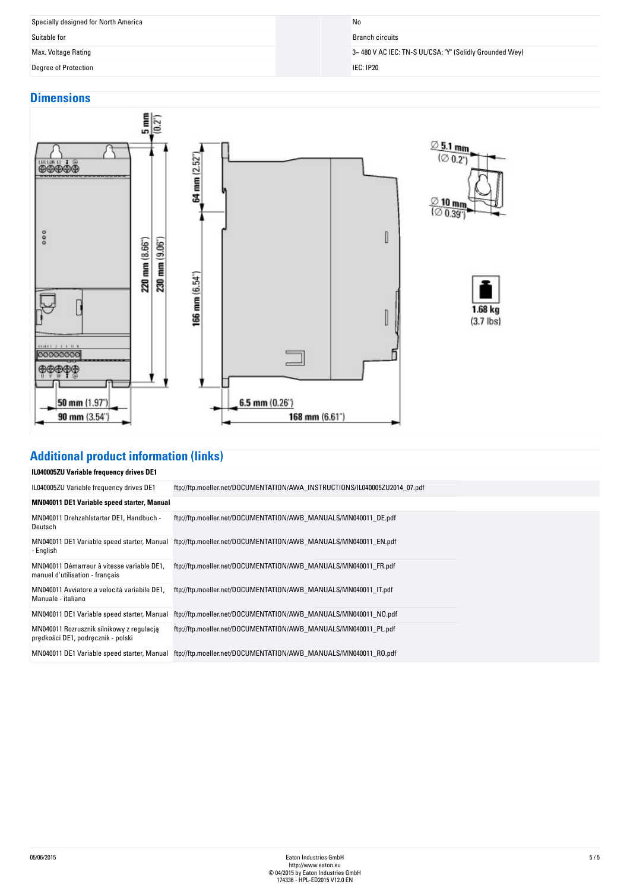| | |
|---|---|
| Specially designed for North America | No |
| Suitable for | Branch circuits |
| Max. Voltage Rating | 3~ 480 V AC IEC: TN-S UL/CSA: "Y" (Solidly Grounded Wey) |
| Degree of Protection | IEC: IP20 |

## Dimensions

5 mm (0.2")
220 mm (8.66")
230 mm (9.06")
50 mm (1.97")
90 mm (3.54")
64 mm (2.52")
166 mm (6.54")
6.5 mm (0.26")
168 mm (6.61")
∅ 5.1 mm (∅ 0.2")
∅ 10 mm (∅ 0.39")
1.68 kg (3.7 lbs)

## Additional product information (links)

| | |
|---|---|
| **IL040005ZU Variable frequency drives DE1** | |
| IL040005ZU Variable frequency drives DE1 | ftp://ftp.moeller.net/DOCUMENTATION/AWA_INSTRUCTIONS/IL040005ZU2014_07.pdf |
| **MN040011 DE1 Variable speed starter, Manual** | |
| MN040011 Drehzahlstarter DE1, Handbuch - Deutsch | ftp://ftp.moeller.net/DOCUMENTATION/AWB_MANUALS/MN040011_DE.pdf |
| MN040011 DE1 Variable speed starter, Manual - English | ftp://ftp.moeller.net/DOCUMENTATION/AWB_MANUALS/MN040011_EN.pdf |
| MN040011 Démarreur à vitesse variable DE1, manuel d'utilisation - français | ftp://ftp.moeller.net/DOCUMENTATION/AWB_MANUALS/MN040011_FR.pdf |
| MN040011 Avviatore a velocità variabile DE1, Manuale - italiano | ftp://ftp.moeller.net/DOCUMENTATION/AWB_MANUALS/MN040011_IT.pdf |
| MN040011 DE1 Variable speed starter, Manual | ftp://ftp.moeller.net/DOCUMENTATION/AWB_MANUALS/MN040011_NO.pdf |
| MN040011 Rozrusznik silnikowy z regulacją prędkości DE1, podręcznik - polski | ftp://ftp.moeller.net/DOCUMENTATION/AWB_MANUALS/MN040011_PL.pdf |
| MN040011 DE1 Variable speed starter, Manual | ftp://ftp.moeller.net/DOCUMENTATION/AWB_MANUALS/MN040011_RO.pdf |